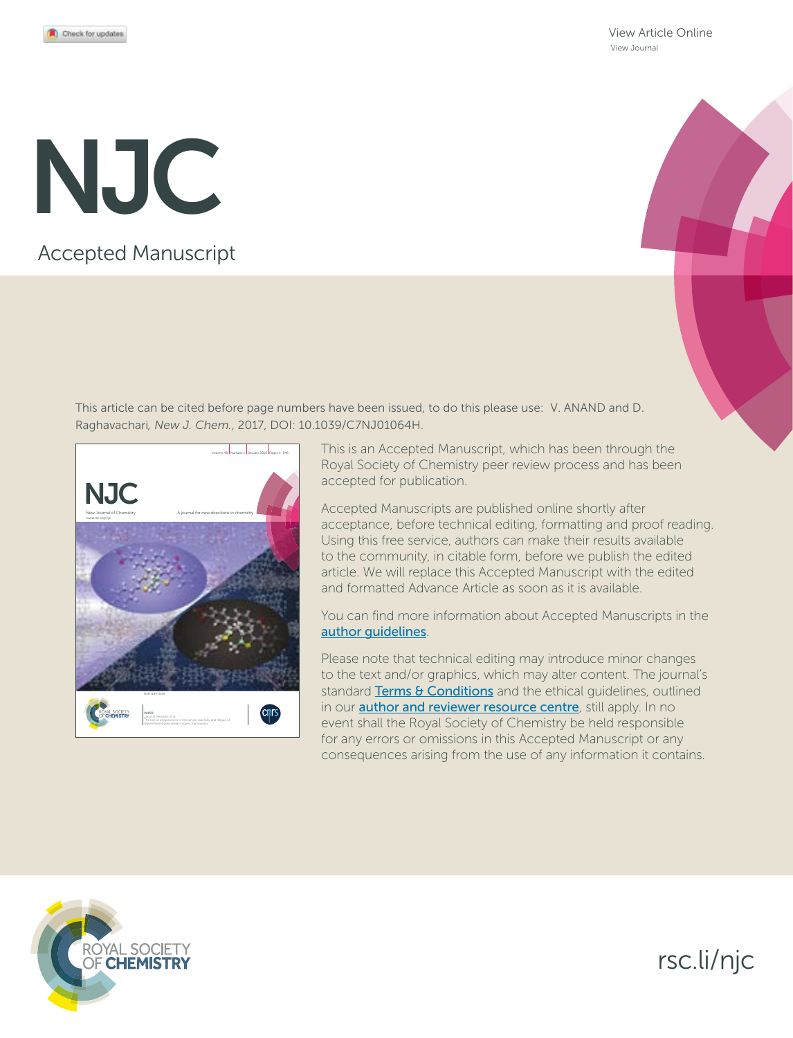View Article Online
View Journal

# NJC

Accepted Manuscript

This article can be cited before page numbers have been issued, to do this please use: V. ANAND and D. Raghavachari, *New J. Chem.*, 2017, DOI: 10.1039/C7NJ01064H.

This is an Accepted Manuscript, which has been through the Royal Society of Chemistry peer review process and has been accepted for publication.

Accepted Manuscripts are published online shortly after acceptance, before technical editing, formatting and proof reading. Using this free service, authors can make their results available to the community, in citable form, before we publish the edited article. We will replace this Accepted Manuscript with the edited and formatted Advance Article as soon as it is available.

You can find more information about Accepted Manuscripts in the author guidelines.

Please note that technical editing may introduce minor changes to the text and/or graphics, which may alter content. The journal's standard Terms & Conditions and the ethical guidelines, outlined in our author and reviewer resource centre, still apply. In no event shall the Royal Society of Chemistry be held responsible for any errors or omissions in this Accepted Manuscript or any consequences arising from the use of any information it contains.

ROYAL SOCIETY OF CHEMISTRY

rsc.li/njc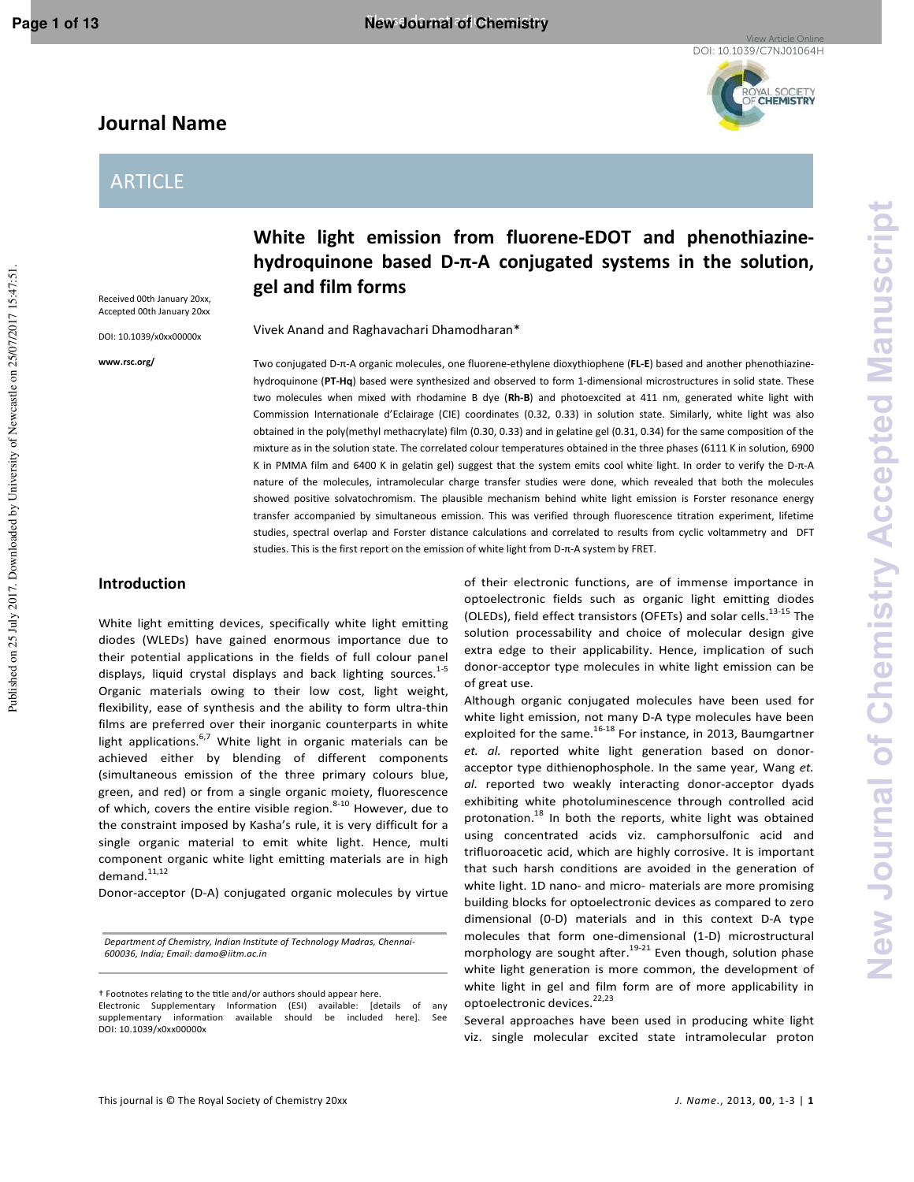# White light emission from fluorene-EDOT and phenothiazine-hydroquinone based D-π-A conjugated systems in the solution, gel and film forms

Received 00th January 20xx,
Accepted 00th January 20xx

DOI: 10.1039/x0xx00000x

www.rsc.org/

Vivek Anand and Raghavachari Dhamodharan*

Two conjugated D-π-A organic molecules, one fluorene-ethylene dioxythiophene (**FL-E**) based and another phenothiazine-hydroquinone (**PT-Hq**) based were synthesized and observed to form 1-dimensional microstructures in solid state. These two molecules when mixed with rhodamine B dye (**Rh-B**) and photoexcited at 411 nm, generated white light with Commission Internationale d'Eclairage (CIE) coordinates (0.32, 0.33) in solution state. Similarly, white light was also obtained in the poly(methyl methacrylate) film (0.30, 0.33) and in gelatine gel (0.31, 0.34) for the same composition of the mixture as in the solution state. The correlated colour temperatures obtained in the three phases (6111 K in solution, 6900 K in PMMA film and 6400 K in gelatin gel) suggest that the system emits cool white light. In order to verify the D-π-A nature of the molecules, intramolecular charge transfer studies were done, which revealed that both the molecules showed positive solvatochromism. The plausible mechanism behind white light emission is Forster resonance energy transfer accompanied by simultaneous emission. This was verified through fluorescence titration experiment, lifetime studies, spectral overlap and Forster distance calculations and correlated to results from cyclic voltammetry and DFT studies. This is the first report on the emission of white light from D-π-A system by FRET.

## Introduction

White light emitting devices, specifically white light emitting diodes (WLEDs) have gained enormous importance due to their potential applications in the fields of full colour panel displays, liquid crystal displays and back lighting sources.[1-5] Organic materials owing to their low cost, light weight, flexibility, ease of synthesis and the ability to form ultra-thin films are preferred over their inorganic counterparts in white light applications.[6,7] White light in organic materials can be achieved either by blending of different components (simultaneous emission of the three primary colours blue, green, and red) or from a single organic moiety, fluorescence of which, covers the entire visible region.[8-10] However, due to the constraint imposed by Kasha's rule, it is very difficult for a single organic material to emit white light. Hence, multi component organic white light emitting materials are in high demand.[11,12]

Donor-acceptor (D-A) conjugated organic molecules by virtue of their electronic functions, are of immense importance in optoelectronic fields such as organic light emitting diodes (OLEDs), field effect transistors (OFETs) and solar cells.[13-15] The solution processability and choice of molecular design give extra edge to their applicability. Hence, implication of such donor-acceptor type molecules in white light emission can be of great use.

Although organic conjugated molecules have been used for white light emission, not many D-A type molecules have been exploited for the same.[16-18] For instance, in 2013, Baumgartner *et. al.* reported white light generation based on donor-acceptor type dithienophosphole. In the same year, Wang *et. al.* reported two weakly interacting donor-acceptor dyads exhibiting white photoluminescence through controlled acid protonation.[18] In both the reports, white light was obtained using concentrated acids viz. camphorsulfonic acid and trifluoroacetic acid, which are highly corrosive. It is important that such harsh conditions are avoided in the generation of white light. 1D nano- and micro- materials are more promising building blocks for optoelectronic devices as compared to zero dimensional (0-D) materials and in this context D-A type molecules that form one-dimensional (1-D) microstructural morphology are sought after.[19-21] Even though, solution phase white light generation is more common, the development of white light in gel and film form are of more applicability in optoelectronic devices.[22,23]

Several approaches have been used in producing white light viz. single molecular excited state intramolecular proton

*Department of Chemistry, Indian Institute of Technology Madras, Chennai-600036, India; Email: damo@iitm.ac.in*

† Footnotes relating to the title and/or authors should appear here.
Electronic Supplementary Information (ESI) available: [details of any supplementary information available should be included here]. See DOI: 10.1039/x0xx00000x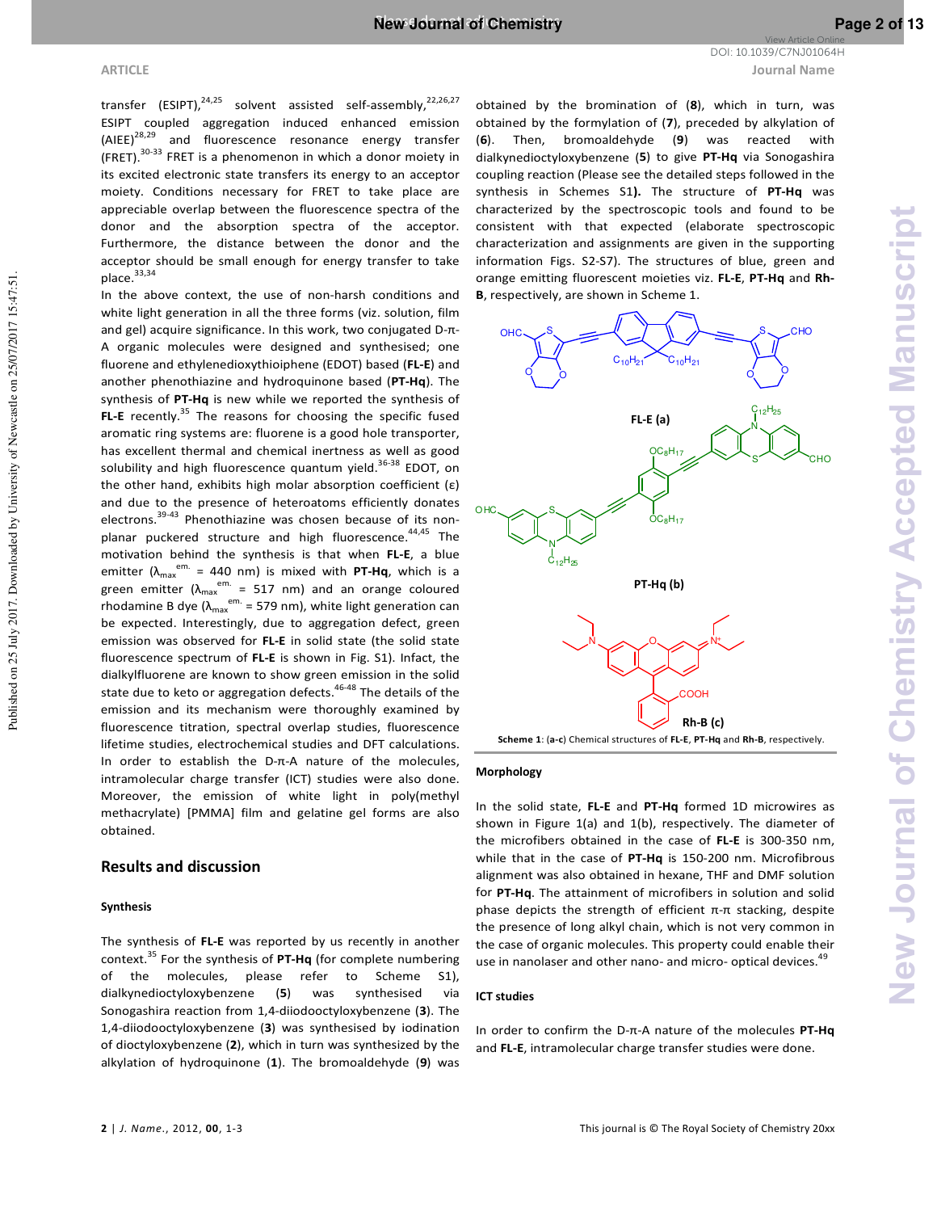transfer (ESIPT),[24,25] solvent assisted self-assembly,[22,26,27] ESIPT coupled aggregation induced enhanced emission (AIEE)[28,29] and fluorescence resonance energy transfer (FRET).[30-33] FRET is a phenomenon in which a donor moiety in its excited electronic state transfers its energy to an acceptor moiety. Conditions necessary for FRET to take place are appreciable overlap between the fluorescence spectra of the donor and the absorption spectra of the acceptor. Furthermore, the distance between the donor and the acceptor should be small enough for energy transfer to take place.[33,34]

In the above context, the use of non-harsh conditions and white light generation in all the three forms (viz. solution, film and gel) acquire significance. In this work, two conjugated D-π-A organic molecules were designed and synthesised; one fluorene and ethylenedioxythiophene (EDOT) based (**FL-E**) and another phenothiazine and hydroquinone based (**PT-Hq**). The synthesis of **PT-Hq** is new while we reported the synthesis of **FL-E** recently.[35] The reasons for choosing the specific fused aromatic ring systems are: fluorene is a good hole transporter, has excellent thermal and chemical inertness as well as good solubility and high fluorescence quantum yield.[36-38] EDOT, on the other hand, exhibits high molar absorption coefficient (ε) and due to the presence of heteroatoms efficiently donates electrons.[39-43] Phenothiazine was chosen because of its non-planar puckered structure and high fluorescence.[44,45] The motivation behind the synthesis is that when **FL-E**, a blue emitter ($\lambda_{max}^{em.}$ = 440 nm) is mixed with **PT-Hq**, which is a green emitter ($\lambda_{max}^{em.}$ = 517 nm) and an orange coloured rhodamine B dye ($\lambda_{max}^{em.}$ = 579 nm), white light generation can be expected. Interestingly, due to aggregation defect, green emission was observed for **FL-E** in solid state (the solid state fluorescence spectrum of **FL-E** is shown in Fig. S1). Infact, the dialkylfluorene are known to show green emission in the solid state due to keto or aggregation defects.[46-48] The details of the emission and its mechanism were thoroughly examined by fluorescence titration, spectral overlap studies, fluorescence lifetime studies, electrochemical studies and DFT calculations. In order to establish the D-π-A nature of the molecules, intramolecular charge transfer (ICT) studies were also done. Moreover, the emission of white light in poly(methyl methacrylate) [PMMA] film and gelatine gel forms are also obtained.

## Results and discussion

### Synthesis

The synthesis of **FL-E** was reported by us recently in another context.[35] For the synthesis of **PT-Hq** (for complete numbering of the molecules, please refer to Scheme S1), dialkynedioctyloxybenzene (**5**) was synthesised via Sonogashira reaction from 1,4-diiodooctyloxybenzene (**3**). The 1,4-diiodooctyloxybenzene (**3**) was synthesised by iodination of dioctyloxybenzene (**2**), which in turn was synthesized by the alkylation of hydroquinone (**1**). The bromoaldehyde (**9**) was obtained by the bromination of (**8**), which in turn, was obtained by the formylation of (**7**), preceded by alkylation of (**6**). Then, bromoaldehyde (**9**) was reacted with dialkynedioctyloxybenzene (**5**) to give **PT-Hq** via Sonogashira coupling reaction (Please see the detailed steps followed in the synthesis in Schemes S1**)**. The structure of **PT-Hq** was characterized by the spectroscopic tools and found to be consistent with that expected (elaborate spectroscopic characterization and assignments are given in the supporting information Figs. S2-S7). The structures of blue, green and orange emitting fluorescent moieties viz. **FL-E**, **PT-Hq** and **Rh-B**, respectively, are shown in Scheme 1.

**Scheme 1**: (**a-c**) Chemical structures of **FL-E**, **PT-Hq** and **Rh-B**, respectively.

### Morphology

In the solid state, **FL-E** and **PT-Hq** formed 1D microwires as shown in Figure 1(a) and 1(b), respectively. The diameter of the microfibers obtained in the case of **FL-E** is 300-350 nm, while that in the case of **PT-Hq** is 150-200 nm. Microfibrous alignment was also obtained in hexane, THF and DMF solution for **PT-Hq**. The attainment of microfibers in solution and solid phase depicts the strength of efficient π-π stacking, despite the presence of long alkyl chain, which is not very common in the case of organic molecules. This property could enable their use in nanolaser and other nano- and micro- optical devices.[49]

### ICT studies

In order to confirm the D-π-A nature of the molecules **PT-Hq** and **FL-E**, intramolecular charge transfer studies were done.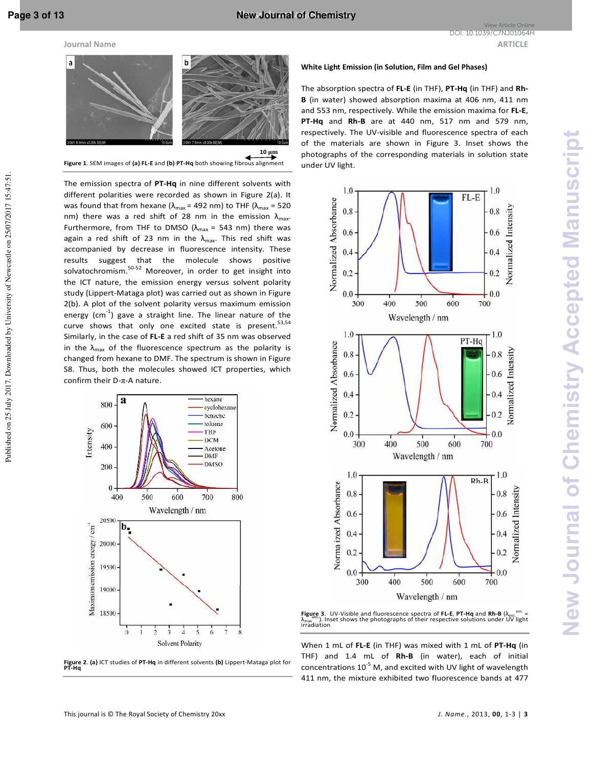Figure 1. SEM images of **(a) FL-E** and **(b) PT-Hq** both showing fibrous alignment

The emission spectra of **PT-Hq** in nine different solvents with different polarities were recorded as shown in Figure 2(a). It was found that from hexane ($\lambda_{max}$ = 492 nm) to THF ($\lambda_{max}$ = 520 nm) there was a red shift of 28 nm in the emission $\lambda_{max}$. Furthermore, from THF to DMSO ($\lambda_{max}$ = 543 nm) there was again a red shift of 23 nm in the $\lambda_{max}$. This red shift was accompanied by decrease in fluorescence intensity. These results suggest that the molecule shows positive solvatochromism.[50-52] Moreover, in order to get insight into the ICT nature, the emission energy versus solvent polarity study (Lippert-Mataga plot) was carried out as shown in Figure 2(b). A plot of the solvent polarity versus maximum emission energy ($cm^{-1}$) gave a straight line. The linear nature of the curve shows that only one excited state is present.[53,54] Similarly, in the case of **FL-E** a red shift of 35 nm was observed in the $\lambda_{max}$ of the fluorescence spectrum as the polarity is changed from hexane to DMF. The spectrum is shown in Figure S8. Thus, both the molecules showed ICT properties, which confirm their D-π-A nature.

Figure 2. **(a)** ICT studies of **PT-Hq** in different solvents **(b)** Lippert-Mataga plot for **PT-Hq**

### White Light Emission (in Solution, Film and Gel Phases)

The absorption spectra of **FL-E** (in THF), **PT-Hq** (in THF) and **Rh-B** (in water) showed absorption maxima at 406 nm, 411 nm and 553 nm, respectively. While the emission maxima for **FL-E**, **PT-Hq** and **Rh-B** are at 440 nm, 517 nm and 579 nm, respectively. The UV-visible and fluorescence spectra of each of the materials are shown in Figure 3. Inset shows the photographs of the corresponding materials in solution state under UV light.

Figure 3. UV-Visible and fluorescence spectra of **FL-E**, **PT-Hq** and **Rh-B** ($\lambda_{exc}^{em.} = \lambda_{max}^{abs.}$). Inset shows the photographs of their respective solutions under UV light irradiation

When 1 mL of **FL-E** (in THF) was mixed with 1 mL of **PT-Hq** (in THF) and 1.4 mL of **Rh-B** (in water), each of initial concentrations $10^{-5}$ M, and excited with UV light of wavelength 411 nm, the mixture exhibited two fluorescence bands at 477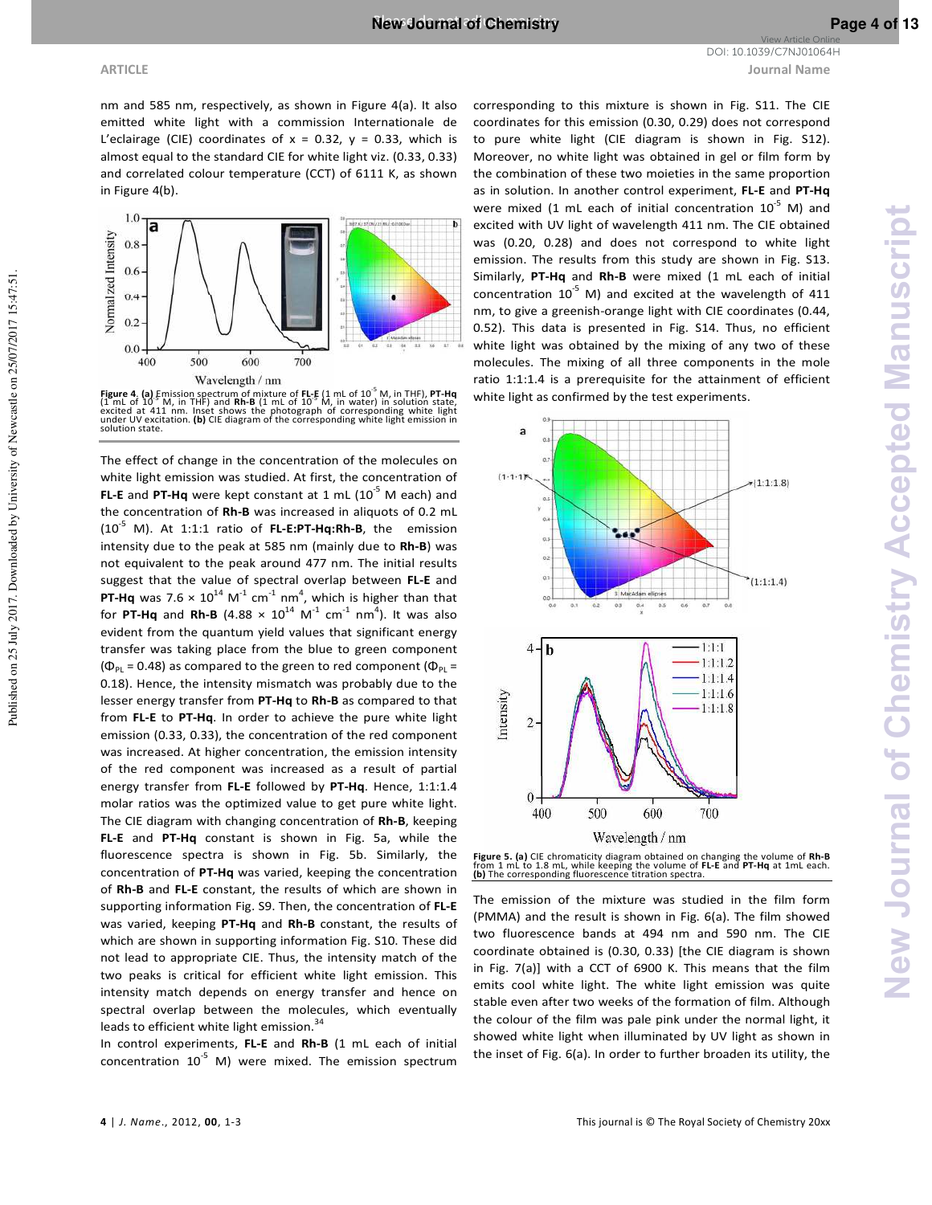nm and 585 nm, respectively, as shown in Figure 4(a). It also emitted white light with a commission Internationale de L'eclairage (CIE) coordinates of x = 0.32, y = 0.33, which is almost equal to the standard CIE for white light viz. (0.33, 0.33) and correlated colour temperature (CCT) of 6111 K, as shown in Figure 4(b).

**Figure 4. (a)** Emission spectrum of mixture of **FL-E** (1 mL of $10^{-5}$ M, in THF), **PT-Hq** (1 mL of $10^{-5}$ M, in THF) and **Rh-B** (1 mL of $10^{-5}$ M, in water) in solution state, excited at 411 nm. Inset shows the photograph of corresponding white light under UV excitation. **(b)** CIE diagram of the corresponding white light emission in solution state.

The effect of change in the concentration of the molecules on white light emission was studied. At first, the concentration of **FL-E** and **PT-Hq** were kept constant at 1 mL ($10^{-5}$ M each) and the concentration of **Rh-B** was increased in aliquots of 0.2 mL ($10^{-5}$ M). At 1:1:1 ratio of **FL-E:PT-Hq:Rh-B**, the emission intensity due to the peak at 585 nm (mainly due to **Rh-B**) was not equivalent to the peak around 477 nm. The initial results suggest that the value of spectral overlap between **FL-E** and **PT-Hq** was $7.6 \times 10^{14}$ $M^{-1}$ $cm^{-1}$ $nm^4$, which is higher than that for **PT-Hq** and **Rh-B** ($4.88 \times 10^{14}$ $M^{-1}$ $cm^{-1}$ $nm^4$). It was also evident from the quantum yield values that significant energy transfer was taking place from the blue to green component ($\Phi_{PL}$ = 0.48) as compared to the green to red component ($\Phi_{PL}$ = 0.18). Hence, the intensity mismatch was probably due to the lesser energy transfer from **PT-Hq** to **Rh-B** as compared to that from **FL-E** to **PT-Hq**. In order to achieve the pure white light emission (0.33, 0.33), the concentration of the red component was increased. At higher concentration, the emission intensity of the red component was increased as a result of partial energy transfer from **FL-E** followed by **PT-Hq**. Hence, 1:1:1.4 molar ratios was the optimized value to get pure white light. The CIE diagram with changing concentration of **Rh-B**, keeping **FL-E** and **PT-Hq** constant is shown in Fig. 5a, while the fluorescence spectra is shown in Fig. 5b. Similarly, the concentration of **PT-Hq** was varied, keeping the concentration of **Rh-B** and **FL-E** constant, the results of which are shown in supporting information Fig. S9. Then, the concentration of **FL-E** was varied, keeping **PT-Hq** and **Rh-B** constant, the results of which are shown in supporting information Fig. S10. These did not lead to appropriate CIE. Thus, the intensity match of the two peaks is critical for efficient white light emission. This intensity match depends on energy transfer and hence on spectral overlap between the molecules, which eventually leads to efficient white light emission.[34]

In control experiments, **FL-E** and **Rh-B** (1 mL each of initial concentration $10^{-5}$ M) were mixed. The emission spectrum corresponding to this mixture is shown in Fig. S11. The CIE coordinates for this emission (0.30, 0.29) does not correspond to pure white light (CIE diagram is shown in Fig. S12). Moreover, no white light was obtained in gel or film form by the combination of these two moieties in the same proportion as in solution. In another control experiment, **FL-E** and **PT-Hq** were mixed (1 mL each of initial concentration $10^{-5}$ M) and excited with UV light of wavelength 411 nm. The CIE obtained was (0.20, 0.28) and does not correspond to white light emission. The results from this study are shown in Fig. S13. Similarly, **PT-Hq** and **Rh-B** were mixed (1 mL each of initial concentration $10^{-5}$ M) and excited at the wavelength of 411 nm, to give a greenish-orange light with CIE coordinates (0.44, 0.52). This data is presented in Fig. S14. Thus, no efficient white light was obtained by the mixing of any two of these molecules. The mixing of all three components in the mole ratio 1:1:1.4 is a prerequisite for the attainment of efficient white light as confirmed by the test experiments.

**Figure 5. (a)** CIE chromaticity diagram obtained on changing the volume of **Rh-B** from 1 mL to 1.8 mL, while keeping the volume of **FL-E** and **PT-Hq** at 1mL each. **(b)** The corresponding fluorescence titration spectra.

The emission of the mixture was studied in the film form (PMMA) and the result is shown in Fig. 6(a). The film showed two fluorescence bands at 494 nm and 590 nm. The CIE coordinate obtained is (0.30, 0.33) [the CIE diagram is shown in Fig. 7(a)] with a CCT of 6900 K. This means that the film emits cool white light. The white light emission was quite stable even after two weeks of the formation of film. Although the colour of the film was pale pink under the normal light, it showed white light when illuminated by UV light as shown in the inset of Fig. 6(a). In order to further broaden its utility, the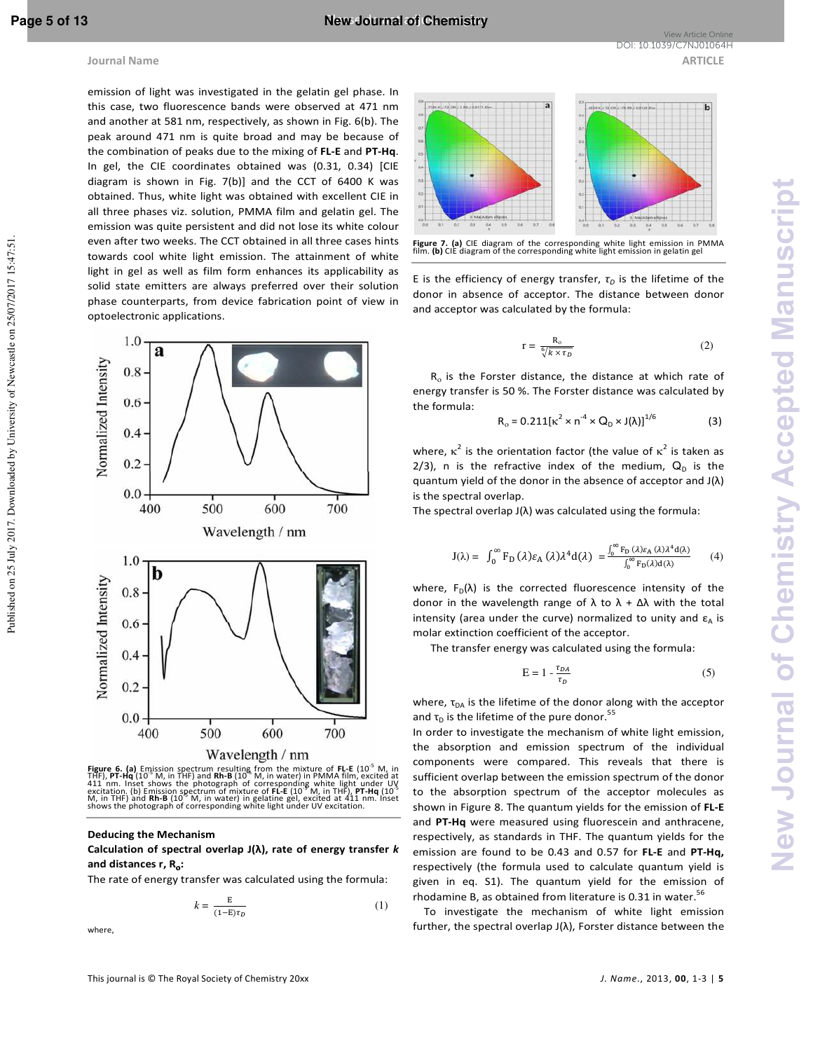emission of light was investigated in the gelatin gel phase. In this case, two fluorescence bands were observed at 471 nm and another at 581 nm, respectively, as shown in Fig. 6(b). The peak around 471 nm is quite broad and may be because of the combination of peaks due to the mixing of **FL-E** and **PT-Hq**. In gel, the CIE coordinates obtained was (0.31, 0.34) [CIE diagram is shown in Fig. 7(b)] and the CCT of 6400 K was obtained. Thus, white light was obtained with excellent CIE in all three phases viz. solution, PMMA film and gelatin gel. The emission was quite persistent and did not lose its white colour even after two weeks. The CCT obtained in all three cases hints towards cool white light emission. The attainment of white light in gel as well as film form enhances its applicability as solid state emitters are always preferred over their solution phase counterparts, from device fabrication point of view in optoelectronic applications.

**Figure 6. (a)** Emission spectrum resulting from the mixture of **FL-E** ($10^{-5}$ M, in THF), **PT-Hq** ($10^{-5}$ M, in THF) and **Rh-B** ($10^{-6}$ M, in water) in PMMA film, excited at 411 nm. Inset shows the photograph of corresponding white light under UV excitation. (b) Emission spectrum of mixture of **FL-E** ($10^{-5}$ M, in THF), **PT-Hq** ($10^{-5}$ M, in THF) and **Rh-B** ($10^{-6}$ M, in water) in gelatine gel, excited at 411 nm. Inset shows the photograph of corresponding white light under UV excitation.

**Figure 7. (a)** CIE diagram of the corresponding white light emission in PMMA film. **(b)** CIE diagram of the corresponding white light emission in gelatin gel

### Deducing the Mechanism

**Calculation of spectral overlap J(λ), rate of energy transfer *k* and distances r, $R_o$:**

The rate of energy transfer was calculated using the formula:

$$k = \frac{E}{(1-E)\tau_D} \tag{1}$$

where,

E is the efficiency of energy transfer, $\tau_D$ is the lifetime of the donor in absence of acceptor. The distance between donor and acceptor was calculated by the formula:

$$r = \frac{R_o}{\sqrt[6]{k \times \tau_D}} \tag{2}$$

$R_o$ is the Forster distance, the distance at which rate of energy transfer is 50 %. The Forster distance was calculated by the formula:

$$R_o = 0.211[\kappa^2 \times n^{-4} \times Q_D \times J(\lambda)]^{1/6} \tag{3}$$

where, $\kappa^2$ is the orientation factor (the value of $\kappa^2$ is taken as 2/3), n is the refractive index of the medium, $Q_D$ is the quantum yield of the donor in the absence of acceptor and J(λ) is the spectral overlap.

The spectral overlap J(λ) was calculated using the formula:

$$J(\lambda) = \int_0^{\infty} F_D(\lambda)\varepsilon_A(\lambda)\lambda^4 d(\lambda) = \frac{\int_0^{\infty} F_D(\lambda)\varepsilon_A(\lambda)\lambda^4 d(\lambda)}{\int_0^{\infty} F_D(\lambda)d(\lambda)} \tag{4}$$

where, $F_D(\lambda)$ is the corrected fluorescence intensity of the donor in the wavelength range of $\lambda$ to $\lambda + \Delta\lambda$ with the total intensity (area under the curve) normalized to unity and $\varepsilon_A$ is molar extinction coefficient of the acceptor.

The transfer energy was calculated using the formula:

$$E = 1 - \frac{\tau_{DA}}{\tau_D} \tag{5}$$

where, $\tau_{DA}$ is the lifetime of the donor along with the acceptor and $\tau_D$ is the lifetime of the pure donor.[55]

In order to investigate the mechanism of white light emission, the absorption and emission spectrum of the individual components were compared. This reveals that there is sufficient overlap between the emission spectrum of the donor to the absorption spectrum of the acceptor molecules as shown in Figure 8. The quantum yields for the emission of **FL-E** and **PT-Hq** were measured using fluorescein and anthracene, respectively, as standards in THF. The quantum yields for the emission are found to be 0.43 and 0.57 for **FL-E** and **PT-Hq,** respectively (the formula used to calculate quantum yield is given in eq. S1). The quantum yield for the emission of rhodamine B, as obtained from literature is 0.31 in water.[56]

To investigate the mechanism of white light emission further, the spectral overlap J(λ), Forster distance between the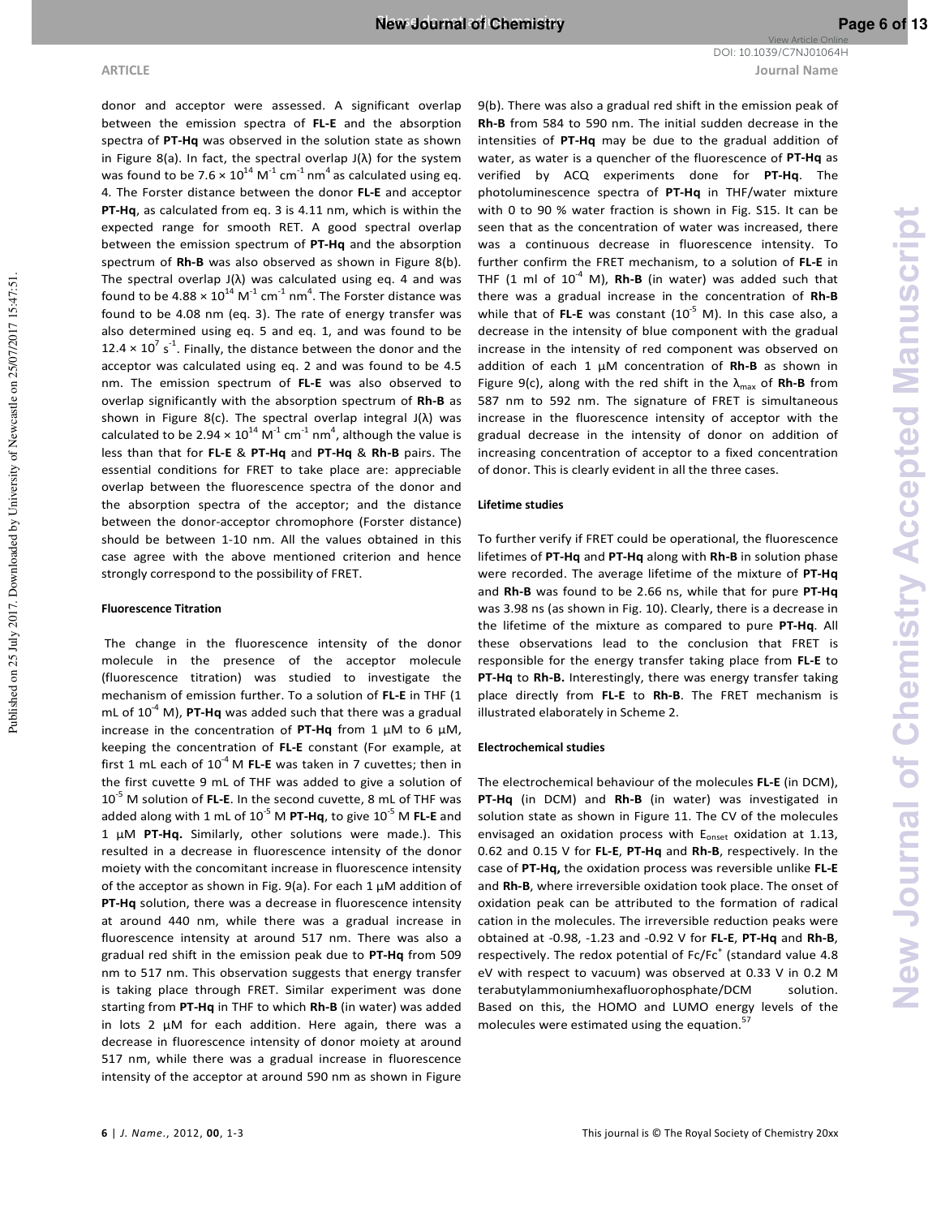donor and acceptor were assessed. A significant overlap between the emission spectra of **FL-E** and the absorption spectra of **PT-Hq** was observed in the solution state as shown in Figure 8(a). In fact, the spectral overlap J(λ) for the system was found to be $7.6 \times 10^{14}$ $M^{-1}$ $cm^{-1}$ $nm^4$ as calculated using eq. 4. The Forster distance between the donor **FL-E** and acceptor **PT-Hq**, as calculated from eq. 3 is 4.11 nm, which is within the expected range for smooth RET. A good spectral overlap between the emission spectrum of **PT-Hq** and the absorption spectrum of **Rh-B** was also observed as shown in Figure 8(b). The spectral overlap J(λ) was calculated using eq. 4 and was found to be $4.88 \times 10^{14}$ $M^{-1}$ $cm^{-1}$ $nm^4$. The Forster distance was found to be 4.08 nm (eq. 3). The rate of energy transfer was also determined using eq. 5 and eq. 1, and was found to be $12.4 \times 10^7$ $s^{-1}$. Finally, the distance between the donor and the acceptor was calculated using eq. 2 and was found to be 4.5 nm. The emission spectrum of **FL-E** was also observed to overlap significantly with the absorption spectrum of **Rh-B** as shown in Figure 8(c). The spectral overlap integral J(λ) was calculated to be $2.94 \times 10^{14}$ $M^{-1}$ $cm^{-1}$ $nm^4$, although the value is less than that for **FL-E** & **PT-Hq** and **PT-Hq** & **Rh-B** pairs. The essential conditions for FRET to take place are: appreciable overlap between the fluorescence spectra of the donor and the absorption spectra of the acceptor; and the distance between the donor-acceptor chromophore (Forster distance) should be between 1-10 nm. All the values obtained in this case agree with the above mentioned criterion and hence strongly correspond to the possibility of FRET.

#### Fluorescence Titration

The change in the fluorescence intensity of the donor molecule in the presence of the acceptor molecule (fluorescence titration) was studied to investigate the mechanism of emission further. To a solution of **FL-E** in THF (1 mL of $10^{-4}$ M), **PT-Hq** was added such that there was a gradual increase in the concentration of **PT-Hq** from 1 μM to 6 μM, keeping the concentration of **FL-E** constant (For example, at first 1 mL each of $10^{-4}$ M **FL-E** was taken in 7 cuvettes; then in the first cuvette 9 mL of THF was added to give a solution of $10^{-5}$ M solution of **FL-E**. In the second cuvette, 8 mL of THF was added along with 1 mL of $10^{-5}$ M **PT-Hq**, to give $10^{-5}$ M **FL-E** and 1 μM **PT-Hq.** Similarly, other solutions were made.). This resulted in a decrease in fluorescence intensity of the donor moiety with the concomitant increase in fluorescence intensity of the acceptor as shown in Fig. 9(a). For each 1 μM addition of **PT-Hq** solution, there was a decrease in fluorescence intensity at around 440 nm, while there was a gradual increase in fluorescence intensity at around 517 nm. There was also a gradual red shift in the emission peak due to **PT-Hq** from 509 nm to 517 nm. This observation suggests that energy transfer is taking place through FRET. Similar experiment was done starting from **PT-Hq** in THF to which **Rh-B** (in water) was added in lots 2 μM for each addition. Here again, there was a decrease in fluorescence intensity of donor moiety at around 517 nm, while there was a gradual increase in fluorescence intensity of the acceptor at around 590 nm as shown in Figure 9(b). There was also a gradual red shift in the emission peak of **Rh-B** from 584 to 590 nm. The initial sudden decrease in the intensities of **PT-Hq** may be due to the gradual addition of water, as water is a quencher of the fluorescence of **PT-Hq** as verified by ACQ experiments done for **PT-Hq**. The photoluminescence spectra of **PT-Hq** in THF/water mixture with 0 to 90 % water fraction is shown in Fig. S15. It can be seen that as the concentration of water was increased, there was a continuous decrease in fluorescence intensity. To further confirm the FRET mechanism, to a solution of **FL-E** in THF (1 ml of $10^{-4}$ M), **Rh-B** (in water) was added such that there was a gradual increase in the concentration of **Rh-B** while that of **FL-E** was constant ($10^{-5}$ M). In this case also, a decrease in the intensity of blue component with the gradual increase in the intensity of red component was observed on addition of each 1 μM concentration of **Rh-B** as shown in Figure 9(c), along with the red shift in the $\lambda_{max}$ of **Rh-B** from 587 nm to 592 nm. The signature of FRET is simultaneous increase in the fluorescence intensity of acceptor with the gradual decrease in the intensity of donor on addition of increasing concentration of acceptor to a fixed concentration of donor. This is clearly evident in all the three cases.

#### Lifetime studies

To further verify if FRET could be operational, the fluorescence lifetimes of **PT-Hq** and **PT-Hq** along with **Rh-B** in solution phase were recorded. The average lifetime of the mixture of **PT-Hq** and **Rh-B** was found to be 2.66 ns, while that for pure **PT-Hq** was 3.98 ns (as shown in Fig. 10). Clearly, there is a decrease in the lifetime of the mixture as compared to pure **PT-Hq**. All these observations lead to the conclusion that FRET is responsible for the energy transfer taking place from **FL-E** to **PT-Hq** to **Rh-B.** Interestingly, there was energy transfer taking place directly from **FL-E** to **Rh-B**. The FRET mechanism is illustrated elaborately in Scheme 2.

#### Electrochemical studies

The electrochemical behaviour of the molecules **FL-E** (in DCM), **PT-Hq** (in DCM) and **Rh-B** (in water) was investigated in solution state as shown in Figure 11. The CV of the molecules envisaged an oxidation process with $E_{onset}$ oxidation at 1.13, 0.62 and 0.15 V for **FL-E**, **PT-Hq** and **Rh-B**, respectively. In the case of **PT-Hq,** the oxidation process was reversible unlike **FL-E** and **Rh-B**, where irreversible oxidation took place. The onset of oxidation peak can be attributed to the formation of radical cation in the molecules. The irreversible reduction peaks were obtained at -0.98, -1.23 and -0.92 V for **FL-E**, **PT-Hq** and **Rh-B**, respectively. The redox potential of $Fc/Fc^+$ (standard value 4.8 eV with respect to vacuum) was observed at 0.33 V in 0.2 M terabutylammoniumhexafluorophosphate/DCM solution. Based on this, the HOMO and LUMO energy levels of the molecules were estimated using the equation.[57]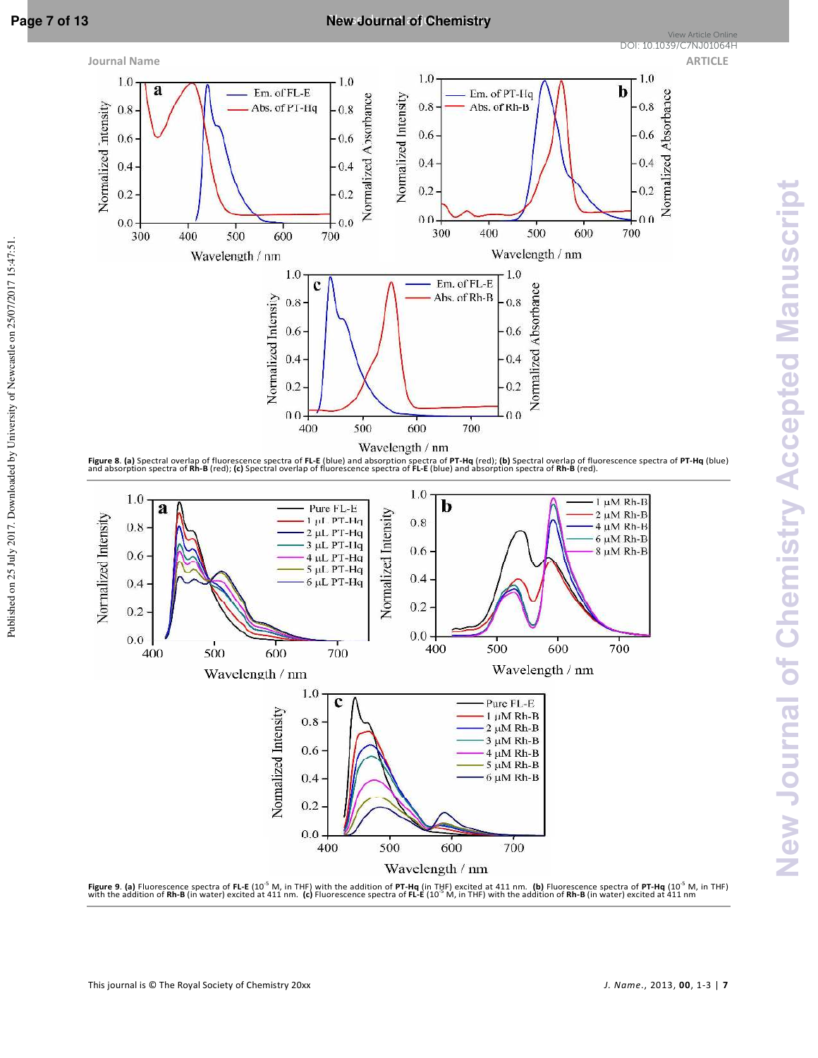**Figure 8**. **(a)** Spectral overlap of fluorescence spectra of **FL-E** (blue) and absorption spectra of **PT-Hq** (red); **(b)** Spectral overlap of fluorescence spectra of **PT-Hq** (blue) and absorption spectra of **Rh-B** (red); **(c)** Spectral overlap of fluorescence spectra of **FL-E** (blue) and absorption spectra of **Rh-B** (red).

**Figure 9**. **(a)** Fluorescence spectra of **FL-E** ($10^{-5}$ M, in THF) with the addition of **PT-Hq** (in THF) excited at 411 nm. **(b)** Fluorescence spectra of **PT-Hq** ($10^{-5}$ M, in THF) with the addition of **Rh-B** (in water) excited at 411 nm. **(c)** Fluorescence spectra of **FL-E** ($10^{-5}$ M, in THF) with the addition of **Rh-B** (in water) excited at 411 nm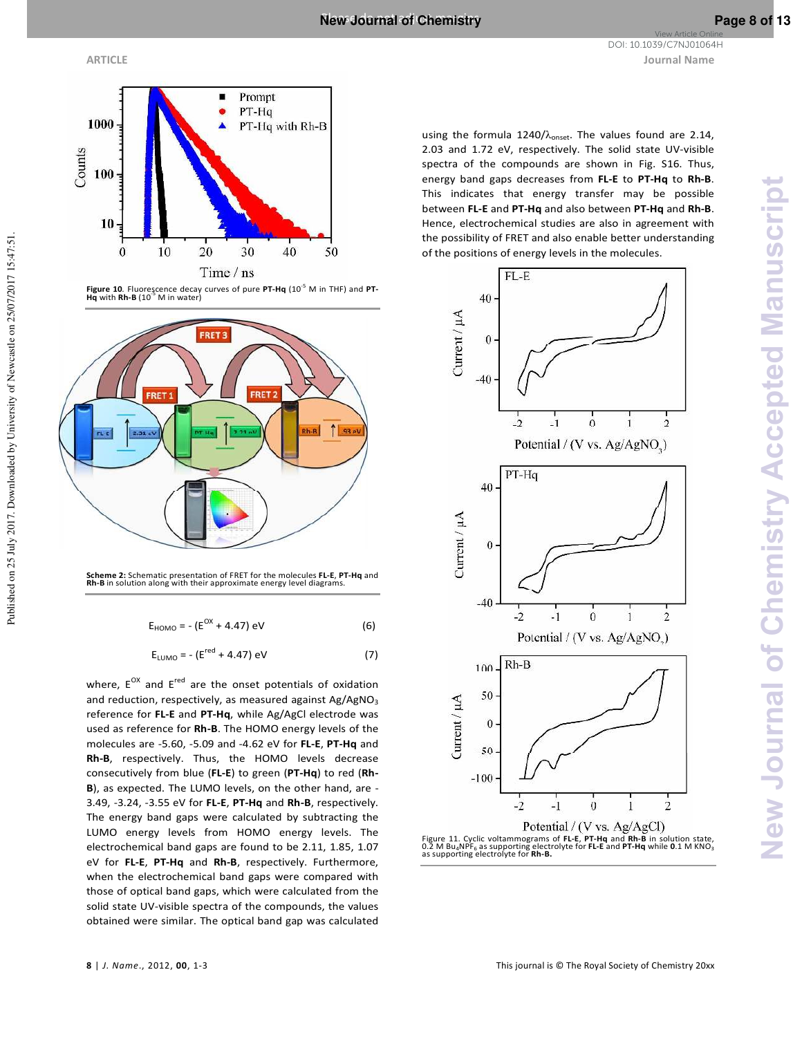Figure 10. Fluorescence decay curves of pure **PT-Hq** ($10^{-5}$ M in THF) and **PT-Hq** with **Rh-B** ($10^{-5}$ M in water)

**Scheme 2:** Schematic presentation of FRET for the molecules **FL-E**, **PT-Hq** and **Rh-B** in solution along with their approximate energy level diagrams.

$$E_{HOMO} = -(E^{OX} + 4.47)\ \text{eV} \qquad (6)$$

$$E_{LUMO} = -(E^{red} + 4.47)\ \text{eV} \qquad (7)$$

where, $E^{OX}$ and $E^{red}$ are the onset potentials of oxidation and reduction, respectively, as measured against $Ag/AgNO_3$ reference for **FL-E** and **PT-Hq**, while Ag/AgCl electrode was used as reference for **Rh-B**. The HOMO energy levels of the molecules are -5.60, -5.09 and -4.62 eV for **FL-E**, **PT-Hq** and **Rh-B**, respectively. Thus, the HOMO levels decrease consecutively from blue (**FL-E**) to green (**PT-Hq**) to red (**Rh-B**), as expected. The LUMO levels, on the other hand, are -3.49, -3.24, -3.55 eV for **FL-E**, **PT-Hq** and **Rh-B**, respectively. The energy band gaps were calculated by subtracting the LUMO energy levels from HOMO energy levels. The electrochemical band gaps are found to be 2.11, 1.85, 1.07 eV for **FL-E**, **PT-Hq** and **Rh-B**, respectively. Furthermore, when the electrochemical band gaps were compared with those of optical band gaps, which were calculated from the solid state UV-visible spectra of the compounds, the values obtained were similar. The optical band gap was calculated using the formula $1240/\lambda_{onset}$. The values found are 2.14, 2.03 and 1.72 eV, respectively. The solid state UV-visible spectra of the compounds are shown in Fig. S16. Thus, energy band gaps decreases from **FL-E** to **PT-Hq** to **Rh-B**. This indicates that energy transfer may be possible between **FL-E** and **PT-Hq** and also between **PT-Hq** and **Rh-B**. Hence, electrochemical studies are also in agreement with the possibility of FRET and also enable better understanding of the positions of energy levels in the molecules.

Figure 11. Cyclic voltammograms of **FL-E**, **PT-Hq** and **Rh-B** in solution state, 0.2 M $Bu_4NPF_6$ as supporting electrolyte for **FL-E** and **PT-Hq** while 0.1 M $KNO_3$ as supporting electrolyte for **Rh-B.**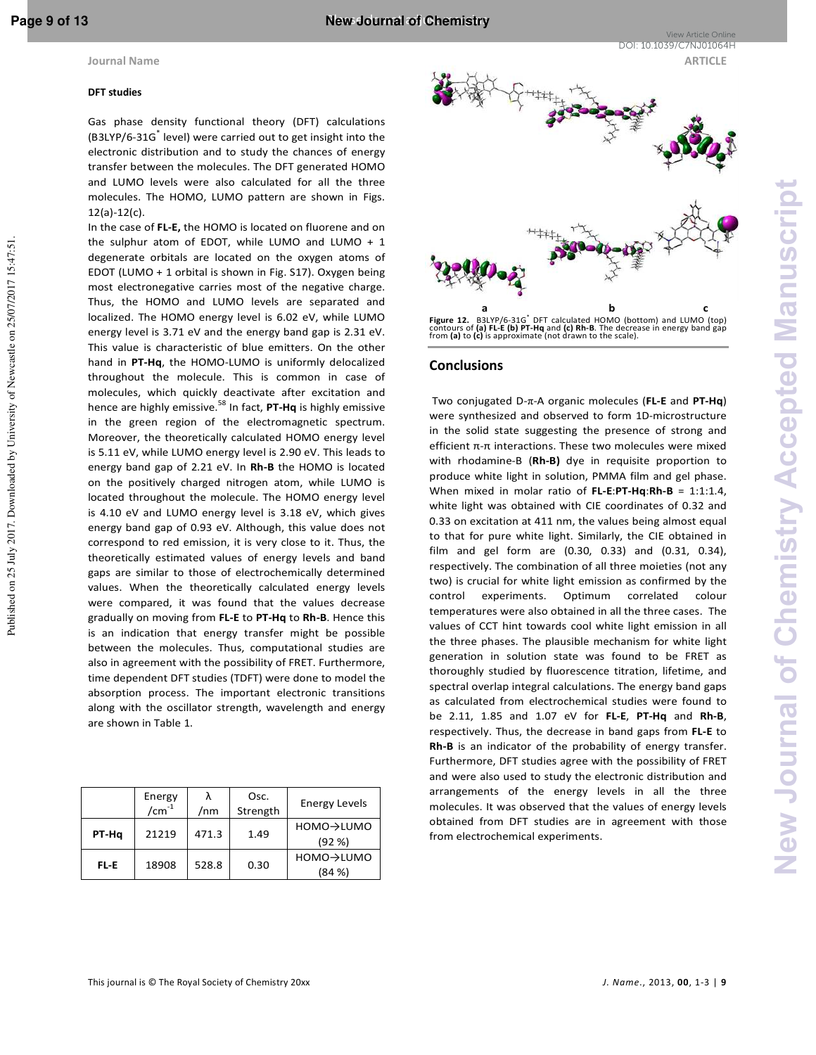### DFT studies

Gas phase density functional theory (DFT) calculations (B3LYP/6-31G* level) were carried out to get insight into the electronic distribution and to study the chances of energy transfer between the molecules. The DFT generated HOMO and LUMO levels were also calculated for all the three molecules. The HOMO, LUMO pattern are shown in Figs. 12(a)-12(c).

In the case of **FL-E,** the HOMO is located on fluorene and on the sulphur atom of EDOT, while LUMO and LUMO + 1 degenerate orbitals are located on the oxygen atoms of EDOT (LUMO + 1 orbital is shown in Fig. S17). Oxygen being most electronegative carries most of the negative charge. Thus, the HOMO and LUMO levels are separated and localized. The HOMO energy level is 6.02 eV, while LUMO energy level is 3.71 eV and the energy band gap is 2.31 eV. This value is characteristic of blue emitters. On the other hand in **PT-Hq**, the HOMO-LUMO is uniformly delocalized throughout the molecule. This is common in case of molecules, which quickly deactivate after excitation and hence are highly emissive.[58] In fact, **PT-Hq** is highly emissive in the green region of the electromagnetic spectrum. Moreover, the theoretically calculated HOMO energy level is 5.11 eV, while LUMO energy level is 2.90 eV. This leads to energy band gap of 2.21 eV. In **Rh-B** the HOMO is located on the positively charged nitrogen atom, while LUMO is located throughout the molecule. The HOMO energy level is 4.10 eV and LUMO energy level is 3.18 eV, which gives energy band gap of 0.93 eV. Although, this value does not correspond to red emission, it is very close to it. Thus, the theoretically estimated values of energy levels and band gaps are similar to those of electrochemically determined values. When the theoretically calculated energy levels were compared, it was found that the values decrease gradually on moving from **FL-E** to **PT-Hq** to **Rh-B**. Hence this is an indication that energy transfer might be possible between the molecules. Thus, computational studies are also in agreement with the possibility of FRET. Furthermore, time dependent DFT studies (TDFT) were done to model the absorption process. The important electronic transitions along with the oscillator strength, wavelength and energy are shown in Table 1.

| | Energy /cm$^{-1}$ | λ /nm | Osc. Strength | Energy Levels |
|---|---|---|---|---|
| **PT-Hq** | 21219 | 471.3 | 1.49 | HOMO→LUMO (92 %) |
| **FL-E** | 18908 | 528.8 | 0.30 | HOMO→LUMO (84 %) |

**Figure 12.** B3LYP/6-31G* DFT calculated HOMO (bottom) and LUMO (top) contours of **(a) FL-E (b) PT-Hq** and **(c) Rh-B**. The decrease in energy band gap from **(a)** to **(c)** is approximate (not drawn to the scale).

## Conclusions

Two conjugated D-π-A organic molecules (**FL-E** and **PT-Hq**) were synthesized and observed to form 1D-microstructure in the solid state suggesting the presence of strong and efficient π-π interactions. These two molecules were mixed with rhodamine-B (**Rh-B)** dye in requisite proportion to produce white light in solution, PMMA film and gel phase. When mixed in molar ratio of **FL-E**:**PT-Hq**:**Rh-B** = 1:1:1.4, white light was obtained with CIE coordinates of 0.32 and 0.33 on excitation at 411 nm, the values being almost equal to that for pure white light. Similarly, the CIE obtained in film and gel form are (0.30, 0.33) and (0.31, 0.34), respectively. The combination of all three moieties (not any two) is crucial for white light emission as confirmed by the control experiments. Optimum correlated colour temperatures were also obtained in all the three cases. The values of CCT hint towards cool white light emission in all the three phases. The plausible mechanism for white light generation in solution state was found to be FRET as thoroughly studied by fluorescence titration, lifetime, and spectral overlap integral calculations. The energy band gaps as calculated from electrochemical studies were found to be 2.11, 1.85 and 1.07 eV for **FL-E**, **PT-Hq** and **Rh-B**, respectively. Thus, the decrease in band gaps from **FL-E** to **Rh-B** is an indicator of the probability of energy transfer. Furthermore, DFT studies agree with the possibility of FRET and were also used to study the electronic distribution and arrangements of the energy levels in all the three molecules. It was observed that the values of energy levels obtained from DFT studies are in agreement with those from electrochemical experiments.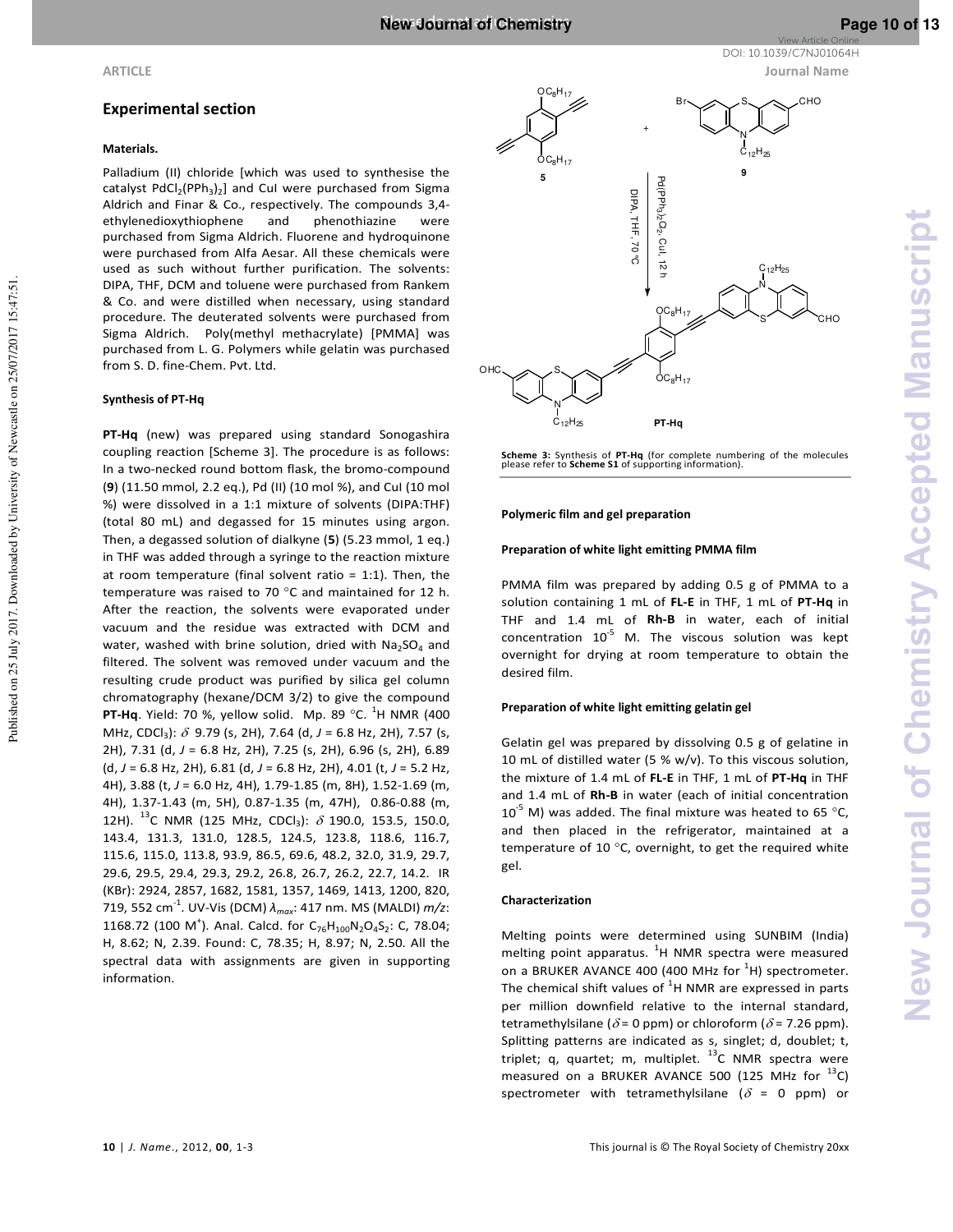## Experimental section

### Materials.

Palladium (II) chloride [which was used to synthesise the catalyst $PdCl_2(PPh_3)_2$] and CuI were purchased from Sigma Aldrich and Finar & Co., respectively. The compounds 3,4-ethylenedioxythiophene and phenothiazine were purchased from Sigma Aldrich. Fluorene and hydroquinone were purchased from Alfa Aesar. All these chemicals were used as such without further purification. The solvents: DIPA, THF, DCM and toluene were purchased from Rankem & Co. and were distilled when necessary, using standard procedure. The deuterated solvents were purchased from Sigma Aldrich. Poly(methyl methacrylate) [PMMA] was purchased from L. G. Polymers while gelatin was purchased from S. D. fine-Chem. Pvt. Ltd.

### Synthesis of PT-Hq

**PT-Hq** (new) was prepared using standard Sonogashira coupling reaction [Scheme 3]. The procedure is as follows: In a two-necked round bottom flask, the bromo-compound (**9**) (11.50 mmol, 2.2 eq.), Pd (II) (10 mol %), and CuI (10 mol %) were dissolved in a 1:1 mixture of solvents (DIPA:THF) (total 80 mL) and degassed for 15 minutes using argon. Then, a degassed solution of dialkyne (**5**) (5.23 mmol, 1 eq.) in THF was added through a syringe to the reaction mixture at room temperature (final solvent ratio = 1:1). Then, the temperature was raised to 70 °C and maintained for 12 h. After the reaction, the solvents were evaporated under vacuum and the residue was extracted with DCM and water, washed with brine solution, dried with $Na_2SO_4$ and filtered. The solvent was removed under vacuum and the resulting crude product was purified by silica gel column chromatography (hexane/DCM 3/2) to give the compound **PT-Hq**. Yield: 70 %, yellow solid. Mp. 89 °C. $^1$H NMR (400 MHz, $CDCl_3$): $\delta$ 9.79 (s, 2H), 7.64 (d, $J$ = 6.8 Hz, 2H), 7.57 (s, 2H), 7.31 (d, $J$ = 6.8 Hz, 2H), 7.25 (s, 2H), 6.96 (s, 2H), 6.89 (d, $J$ = 6.8 Hz, 2H), 6.81 (d, $J$ = 6.8 Hz, 2H), 4.01 (t, $J$ = 5.2 Hz, 4H), 3.88 (t, $J$ = 6.0 Hz, 4H), 1.79-1.85 (m, 8H), 1.52-1.69 (m, 4H), 1.37-1.43 (m, 5H), 0.87-1.35 (m, 47H), 0.86-0.88 (m, 12H). $^{13}$C NMR (125 MHz, $CDCl_3$): $\delta$ 190.0, 153.5, 150.0, 143.4, 131.3, 131.0, 128.5, 124.5, 123.8, 118.6, 116.7, 115.6, 115.0, 113.8, 93.9, 86.5, 69.6, 48.2, 32.0, 31.9, 29.7, 29.6, 29.5, 29.4, 29.3, 29.2, 26.8, 26.7, 26.2, 22.7, 14.2. IR (KBr): 2924, 2857, 1682, 1581, 1357, 1469, 1413, 1200, 820, 719, 552 cm$^{-1}$. UV-Vis (DCM) $\lambda_{max}$: 417 nm. MS (MALDI) $m/z$: 1168.72 (100 M$^+$). Anal. Calcd. for $C_{76}H_{100}N_2O_4S_2$: C, 78.04; H, 8.62; N, 2.39. Found: C, 78.35; H, 8.97; N, 2.50. All the spectral data with assignments are given in supporting information.

**Scheme 3:** Synthesis of **PT-Hq** (for complete numbering of the molecules please refer to **Scheme S1** of supporting information).

### Polymeric film and gel preparation

#### Preparation of white light emitting PMMA film

PMMA film was prepared by adding 0.5 g of PMMA to a solution containing 1 mL of **FL-E** in THF, 1 mL of **PT-Hq** in THF and 1.4 mL of **Rh-B** in water, each of initial concentration $10^{-5}$ M. The viscous solution was kept overnight for drying at room temperature to obtain the desired film.

#### Preparation of white light emitting gelatin gel

Gelatin gel was prepared by dissolving 0.5 g of gelatine in 10 mL of distilled water (5 % w/v). To this viscous solution, the mixture of 1.4 mL of **FL-E** in THF, 1 mL of **PT-Hq** in THF and 1.4 mL of **Rh-B** in water (each of initial concentration $10^{-5}$ M) was added. The final mixture was heated to 65 °C, and then placed in the refrigerator, maintained at a temperature of 10 °C, overnight, to get the required white gel.

### Characterization

Melting points were determined using SUNBIM (India) melting point apparatus. $^1$H NMR spectra were measured on a BRUKER AVANCE 400 (400 MHz for $^1$H) spectrometer. The chemical shift values of $^1$H NMR are expressed in parts per million downfield relative to the internal standard, tetramethylsilane ($\delta$ = 0 ppm) or chloroform ($\delta$ = 7.26 ppm). Splitting patterns are indicated as s, singlet; d, doublet; t, triplet; q, quartet; m, multiplet. $^{13}$C NMR spectra were measured on a BRUKER AVANCE 500 (125 MHz for $^{13}$C) spectrometer with tetramethylsilane ($\delta$ = 0 ppm) or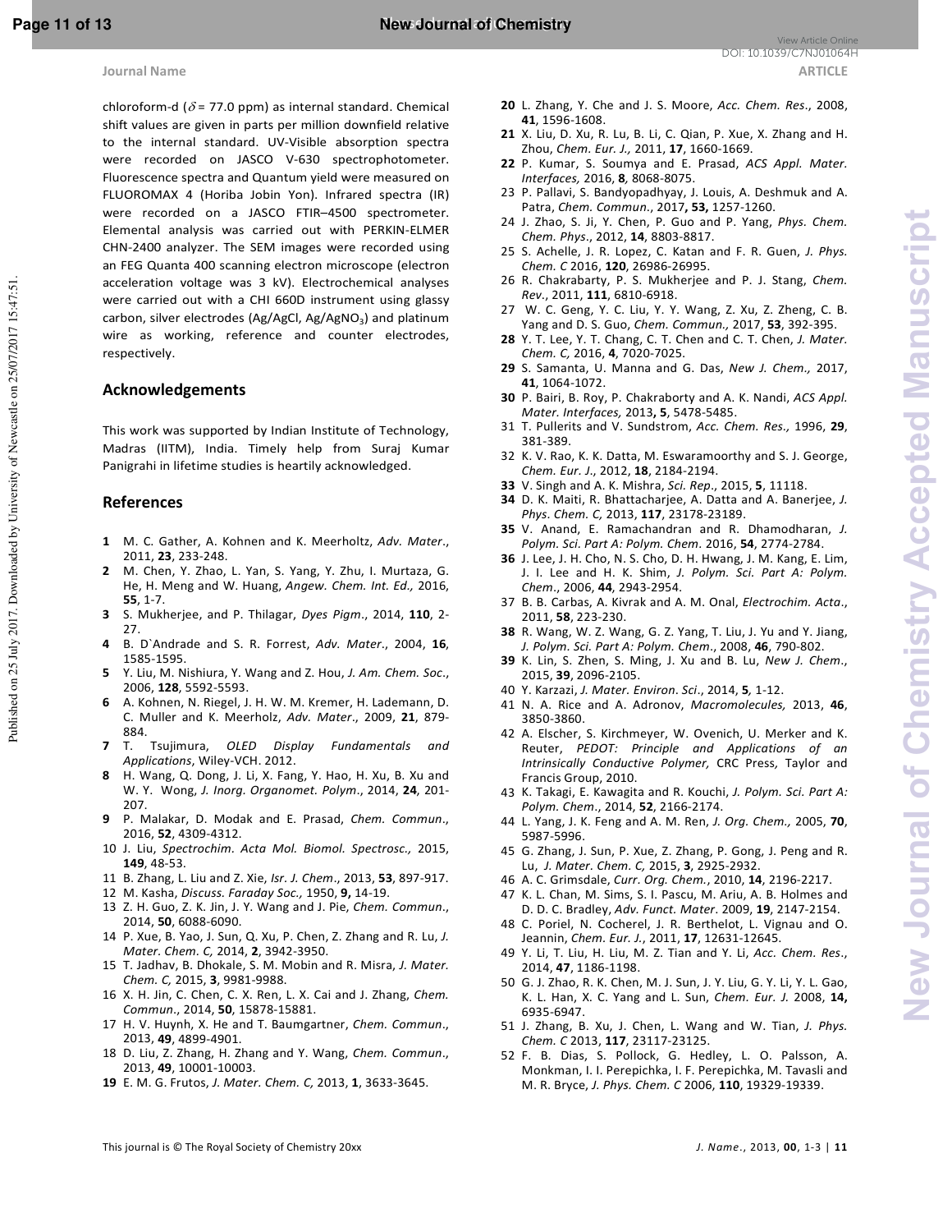chloroform-d ($\delta$ = 77.0 ppm) as internal standard. Chemical shift values are given in parts per million downfield relative to the internal standard. UV-Visible absorption spectra were recorded on JASCO V-630 spectrophotometer. Fluorescence spectra and Quantum yield were measured on FLUOROMAX 4 (Horiba Jobin Yon). Infrared spectra (IR) were recorded on a JASCO FTIR–4500 spectrometer. Elemental analysis was carried out with PERKIN-ELMER CHN-2400 analyzer. The SEM images were recorded using an FEG Quanta 400 scanning electron microscope (electron acceleration voltage was 3 kV). Electrochemical analyses were carried out with a CHI 660D instrument using glassy carbon, silver electrodes (Ag/AgCl, Ag/$AgNO_3$) and platinum wire as working, reference and counter electrodes, respectively.

## Acknowledgements

This work was supported by Indian Institute of Technology, Madras (IITM), India. Timely help from Suraj Kumar Panigrahi in lifetime studies is heartily acknowledged.

## References

1. M. C. Gather, A. Kohnen and K. Meerholtz, *Adv. Mater*., 2011, **23**, 233-248.
2. M. Chen, Y. Zhao, L. Yan, S. Yang, Y. Zhu, I. Murtaza, G. He, H. Meng and W. Huang, *Angew. Chem. Int. Ed.,* 2016, **55**, 1-7.
3. S. Mukherjee, and P. Thilagar, *Dyes Pigm*., 2014, **110**, 2-27.
4. B. D`Andrade and S. R. Forrest, *Adv. Mater*., 2004, **16**, 1585-1595.
5. Y. Liu, M. Nishiura, Y. Wang and Z. Hou, *J. Am. Chem. Soc*., 2006, **128**, 5592-5593.
6. A. Kohnen, N. Riegel, J. H. W. M. Kremer, H. Lademann, D. C. Muller and K. Meerholz, *Adv. Mater*., 2009, **21**, 879-884.
7. T. Tsujimura, *OLED Display Fundamentals and Applications*, Wiley-VCH. 2012.
8. H. Wang, Q. Dong, J. Li, X. Fang, Y. Hao, H. Xu, B. Xu and W. Y. Wong, *J. Inorg. Organomet. Polym*., 2014, **24**, 201-207.
9. P. Malakar, D. Modak and E. Prasad, *Chem. Commun*., 2016, **52**, 4309-4312.
10. J. Liu, *Spectrochim. Acta Mol. Biomol. Spectrosc.,* 2015, **149**, 48-53.
11. B. Zhang, L. Liu and Z. Xie, *Isr. J. Chem*., 2013, **53**, 897-917.
12. M. Kasha, *Discuss. Faraday Soc.,* 1950, **9,** 14-19.
13. Z. H. Guo, Z. K. Jin, J. Y. Wang and J. Pie, *Chem. Commun*., 2014, **50**, 6088-6090.
14. P. Xue, B. Yao, J. Sun, Q. Xu, P. Chen, Z. Zhang and R. Lu, *J. Mater. Chem. C,* 2014, **2**, 3942-3950.
15. T. Jadhav, B. Dhokale, S. M. Mobin and R. Misra, *J. Mater. Chem. C,* 2015, **3**, 9981-9988.
16. X. H. Jin, C. Chen, C. X. Ren, L. X. Cai and J. Zhang, *Chem. Commun*., 2014, **50**, 15878-15881.
17. H. V. Huynh, X. He and T. Baumgartner, *Chem. Commun*., 2013, **49**, 4899-4901.
18. D. Liu, Z. Zhang, H. Zhang and Y. Wang, *Chem. Commun*., 2013, **49**, 10001-10003.
19. E. M. G. Frutos, *J. Mater. Chem. C,* 2013, **1**, 3633-3645.
20. L. Zhang, Y. Che and J. S. Moore, *Acc. Chem. Res*., 2008, **41**, 1596-1608.
21. X. Liu, D. Xu, R. Lu, B. Li, C. Qian, P. Xue, X. Zhang and H. Zhou, *Chem. Eur. J.,* 2011, **17**, 1660-1669.
22. P. Kumar, S. Soumya and E. Prasad, *ACS Appl. Mater. Interfaces,* 2016, **8***,* 8068-8075.
23. P. Pallavi, S. Bandyopadhyay, J. Louis, A. Deshmuk and A. Patra, *Chem. Commun*., 2017**, 53,** 1257-1260.
24. J. Zhao, S. Ji, Y. Chen, P. Guo and P. Yang, *Phys. Chem. Chem. Phys*., 2012, **14**, 8803-8817.
25. S. Achelle, J. R. Lopez, C. Katan and F. R. Guen, *J. Phys. Chem. C* 2016, **120**, 26986-26995.
26. R. Chakrabarty, P. S. Mukherjee and P. J. Stang, *Chem. Rev*., 2011, **111**, 6810-6918.
27. W. C. Geng, Y. C. Liu, Y. Y. Wang, Z. Xu, Z. Zheng, C. B. Yang and D. S. Guo, *Chem. Commun.,* 2017, **53**, 392-395.
28. Y. T. Lee, Y. T. Chang, C. T. Chen and C. T. Chen, *J. Mater. Chem. C,* 2016, **4**, 7020-7025.
29. S. Samanta, U. Manna and G. Das, *New J. Chem.,* 2017, **41**, 1064-1072.
30. P. Bairi, B. Roy, P. Chakraborty and A. K. Nandi, *ACS Appl. Mater. Interfaces,* 2013**, 5**, 5478-5485.
31. T. Pullerits and V. Sundstrom, *Acc. Chem. Res.,* 1996, **29**, 381-389.
32. K. V. Rao, K. K. Datta, M. Eswaramoorthy and S. J. George, *Chem. Eur. J*., 2012, **18**, 2184-2194.
33. V. Singh and A. K. Mishra, *Sci. Rep*., 2015, **5**, 11118.
34. D. K. Maiti, R. Bhattacharjee, A. Datta and A. Banerjee, *J. Phys. Chem. C,* 2013, **117**, 23178-23189.
35. V. Anand, E. Ramachandran and R. Dhamodharan, *J. Polym. Sci. Part A: Polym. Chem*. 2016, **54**, 2774-2784.
36. J. Lee, J. H. Cho, N. S. Cho, D. H. Hwang, J. M. Kang, E. Lim, J. I. Lee and H. K. Shim, *J. Polym. Sci. Part A: Polym. Chem*., 2006, **44**, 2943-2954.
37. B. B. Carbas, A. Kivrak and A. M. Onal, *Electrochim. Acta*., 2011, **58**, 223-230.
38. R. Wang, W. Z. Wang, G. Z. Yang, T. Liu, J. Yu and Y. Jiang, *J. Polym. Sci. Part A: Polym. Chem*., 2008, **46**, 790-802.
39. K. Lin, S. Zhen, S. Ming, J. Xu and B. Lu, *New J. Chem*., 2015, **39**, 2096-2105.
40. Y. Karzazi, *J. Mater. Environ. Sci*., 2014, **5***,* 1-12.
41. N. A. Rice and A. Adronov, *Macromolecules,* 2013, **46**, 3850-3860.
42. A. Elscher, S. Kirchmeyer, W. Ovenich, U. Merker and K. Reuter, *PEDOT: Principle and Applications of an Intrinsically Conductive Polymer,* CRC Press*,* Taylor and Francis Group, 2010.
43. K. Takagi, E. Kawagita and R. Kouchi, *J. Polym. Sci. Part A: Polym. Chem*., 2014, **52**, 2166-2174.
44. L. Yang, J. K. Feng and A. M. Ren, *J. Org. Chem.,* 2005, **70**, 5987-5996.
45. G. Zhang, J. Sun, P. Xue, Z. Zhang, P. Gong, J. Peng and R. Lu, *J. Mater. Chem. C,* 2015, **3**, 2925-2932.
46. A. C. Grimsdale, *Curr. Org. Chem.*, 2010, **14**, 2196-2217.
47. K. L. Chan, M. Sims, S. I. Pascu, M. Ariu, A. B. Holmes and D. D. C. Bradley, *Adv. Funct. Mater*. 2009, **19**, 2147-2154.
48. C. Poriel, N. Cocherel, J. R. Berthelot, L. Vignau and O. Jeannin, *Chem. Eur. J.*, 2011, **17**, 12631-12645.
49. Y. Li, T. Liu, H. Liu, M. Z. Tian and Y. Li, *Acc. Chem. Res*., 2014, **47**, 1186-1198.
50. G. J. Zhao, R. K. Chen, M. J. Sun, J. Y. Liu, G. Y. Li, Y. L. Gao, K. L. Han, X. C. Yang and L. Sun, *Chem. Eur. J.* 2008, **14,** 6935-6947.
51. J. Zhang, B. Xu, J. Chen, L. Wang and W. Tian, *J. Phys. Chem. C* 2013, **117**, 23117-23125.
52. F. B. Dias, S. Pollock, G. Hedley, L. O. Palsson, A. Monkman, I. I. Perepichka, I. F. Perepichka, M. Tavasli and M. R. Bryce, *J. Phys. Chem. C* 2006, **110**, 19329-19339.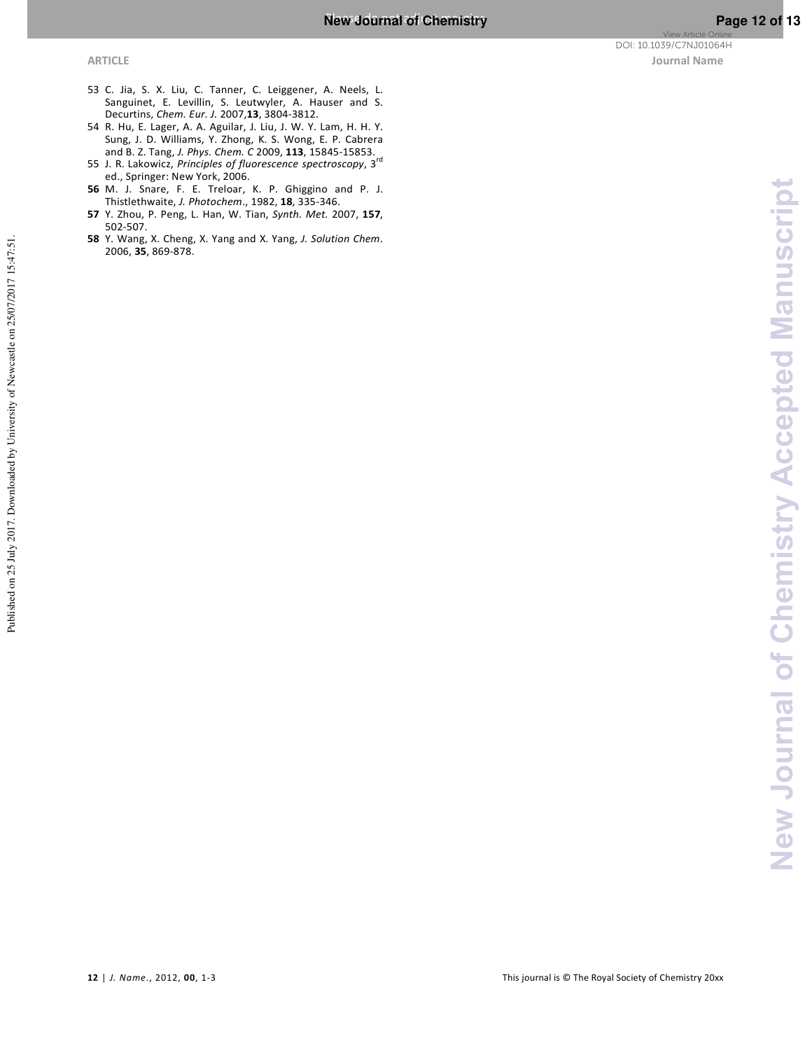53 C. Jia, S. X. Liu, C. Tanner, C. Leiggener, A. Neels, L. Sanguinet, E. Levillin, S. Leutwyler, A. Hauser and S. Decurtins, *Chem. Eur. J.* 2007,**13**, 3804-3812.

54 R. Hu, E. Lager, A. A. Aguilar, J. Liu, J. W. Y. Lam, H. H. Y. Sung, J. D. Williams, Y. Zhong, K. S. Wong, E. P. Cabrera and B. Z. Tang, *J. Phys. Chem. C* 2009, **113**, 15845-15853.

55 J. R. Lakowicz, *Principles of fluorescence spectroscopy*, 3rd ed., Springer: New York, 2006.

**56** M. J. Snare, F. E. Treloar, K. P. Ghiggino and P. J. Thistlethwaite, *J. Photochem*., 1982, **18**, 335-346.

**57** Y. Zhou, P. Peng, L. Han, W. Tian, *Synth. Met.* 2007, **157**, 502-507.

**58** Y. Wang, X. Cheng, X. Yang and X. Yang, *J. Solution Chem*. 2006, **35**, 869-878.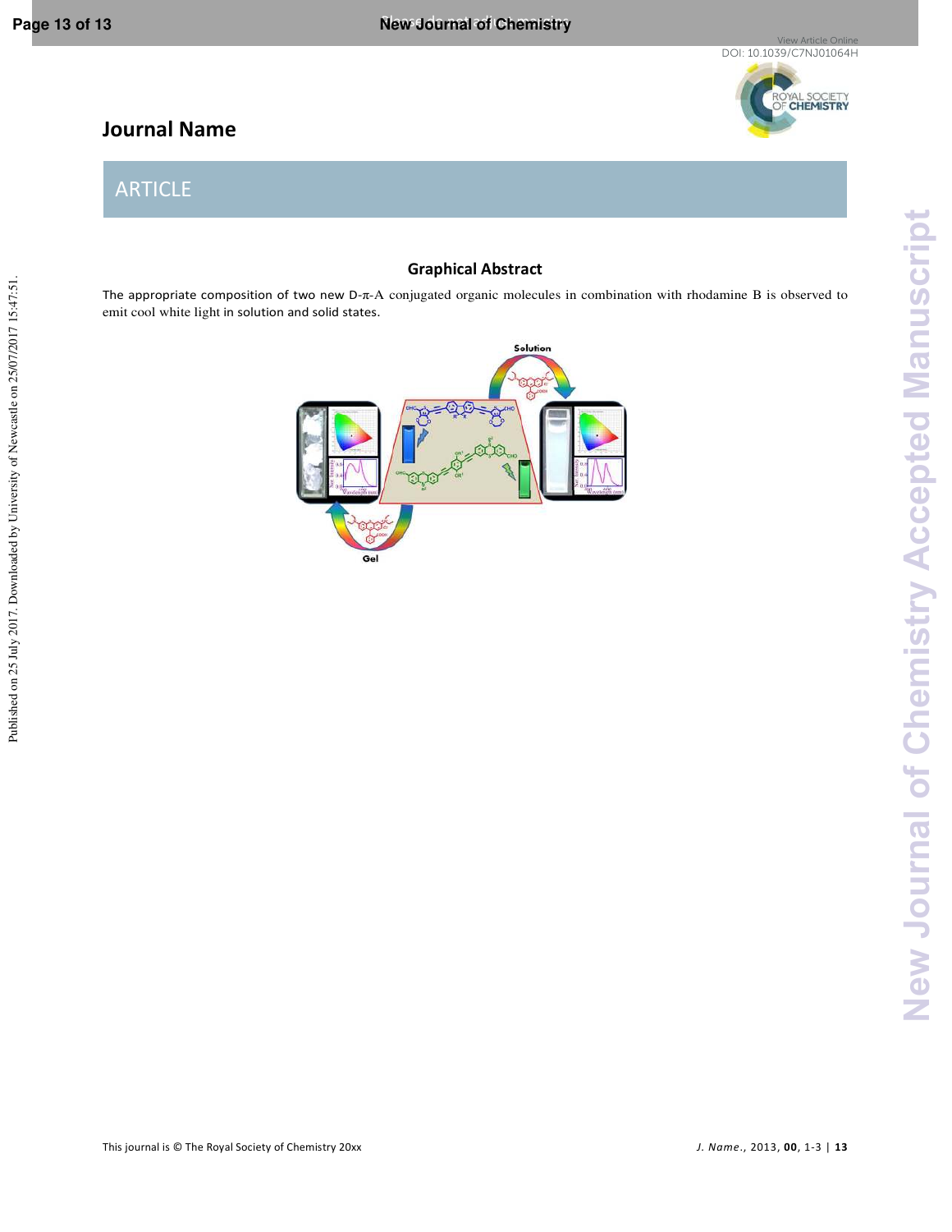## Graphical Abstract

The appropriate composition of two new D-π-A conjugated organic molecules in combination with rhodamine B is observed to emit cool white light in solution and solid states.

Solution

Gel